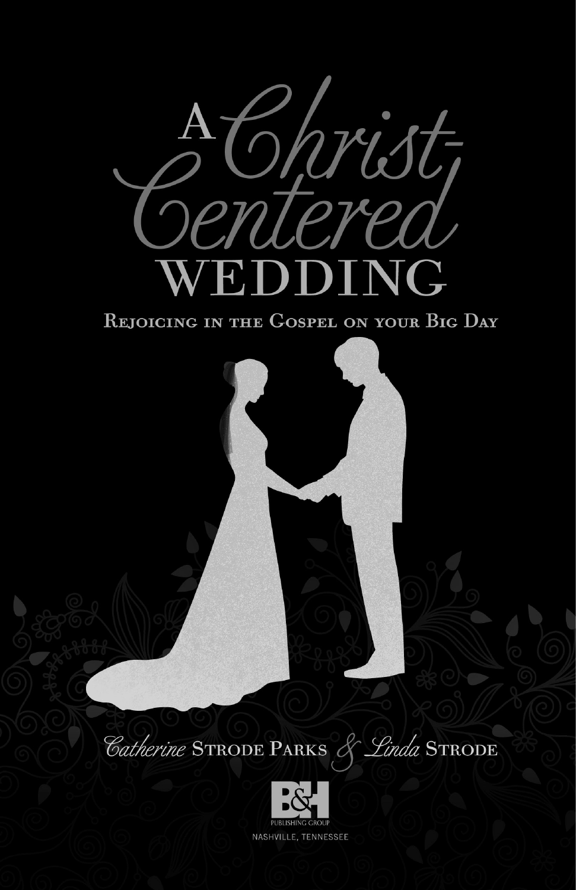# A Christ-Centered WEDDING

## Rejoicing in the Gospel on your Big Day

*Catherine* Strode Parks & *Linda* Strode

B&H Publishing Group

Nashville, Tennessee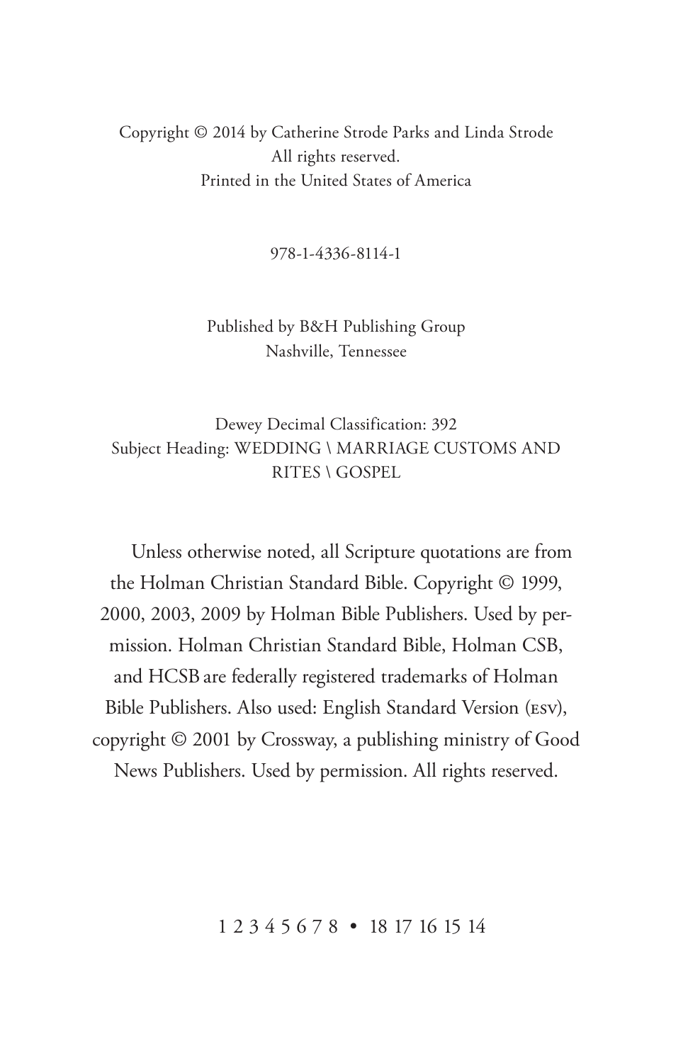Copyright © 2014 by Catherine Strode Parks and Linda Strode
All rights reserved.
Printed in the United States of America

978-1-4336-8114-1

Published by B&H Publishing Group
Nashville, Tennessee

Dewey Decimal Classification: 392
Subject Heading: WEDDING \ MARRIAGE CUSTOMS AND RITES \ GOSPEL

Unless otherwise noted, all Scripture quotations are from the Holman Christian Standard Bible. Copyright © 1999, 2000, 2003, 2009 by Holman Bible Publishers. Used by permission. Holman Christian Standard Bible, Holman CSB, and HCSB are federally registered trademarks of Holman Bible Publishers. Also used: English Standard Version (ESV), copyright © 2001 by Crossway, a publishing ministry of Good News Publishers. Used by permission. All rights reserved.

1 2 3 4 5 6 7 8 • 18 17 16 15 14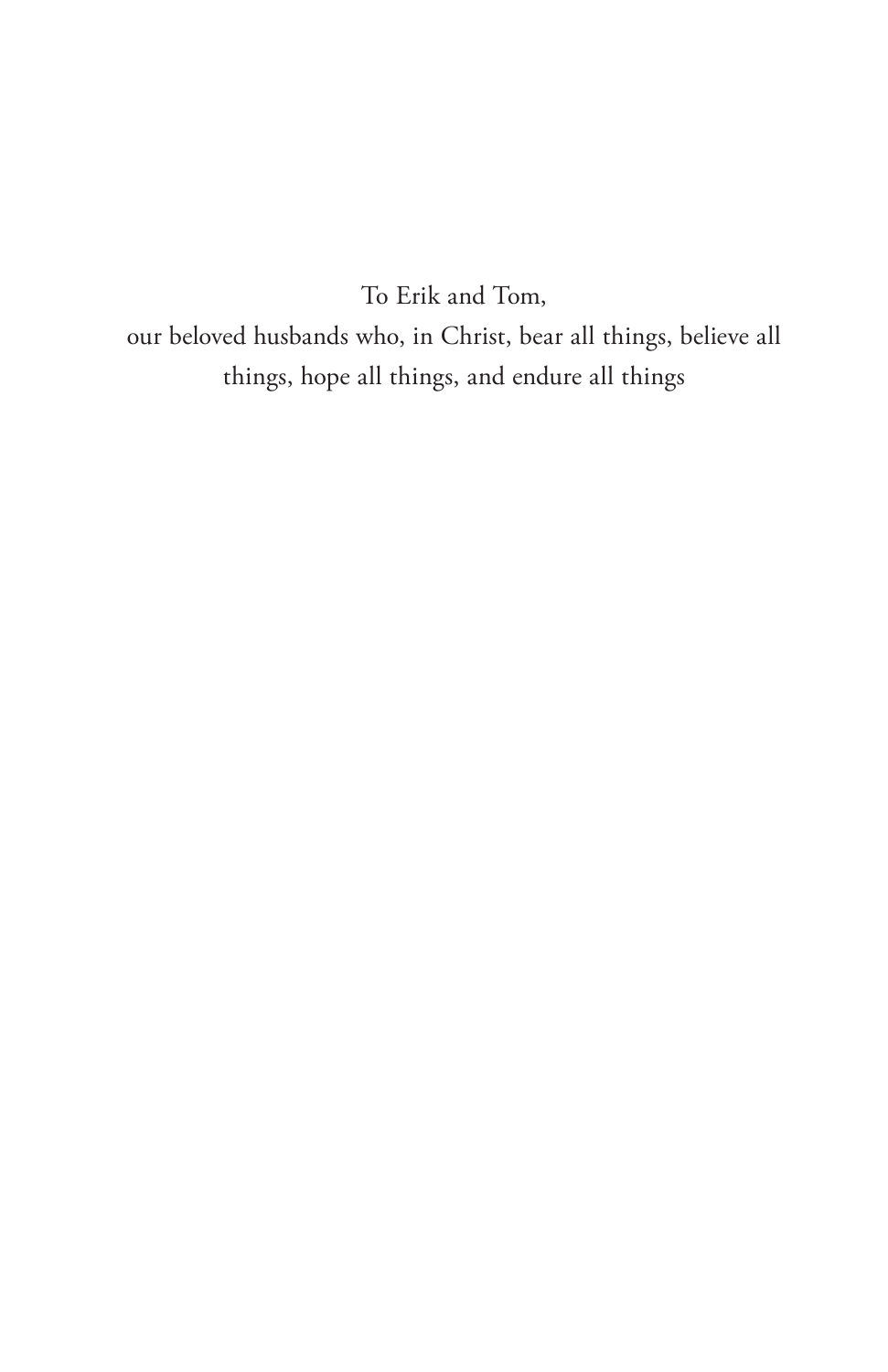To Erik and Tom,

our beloved husbands who, in Christ, bear all things, believe all things, hope all things, and endure all things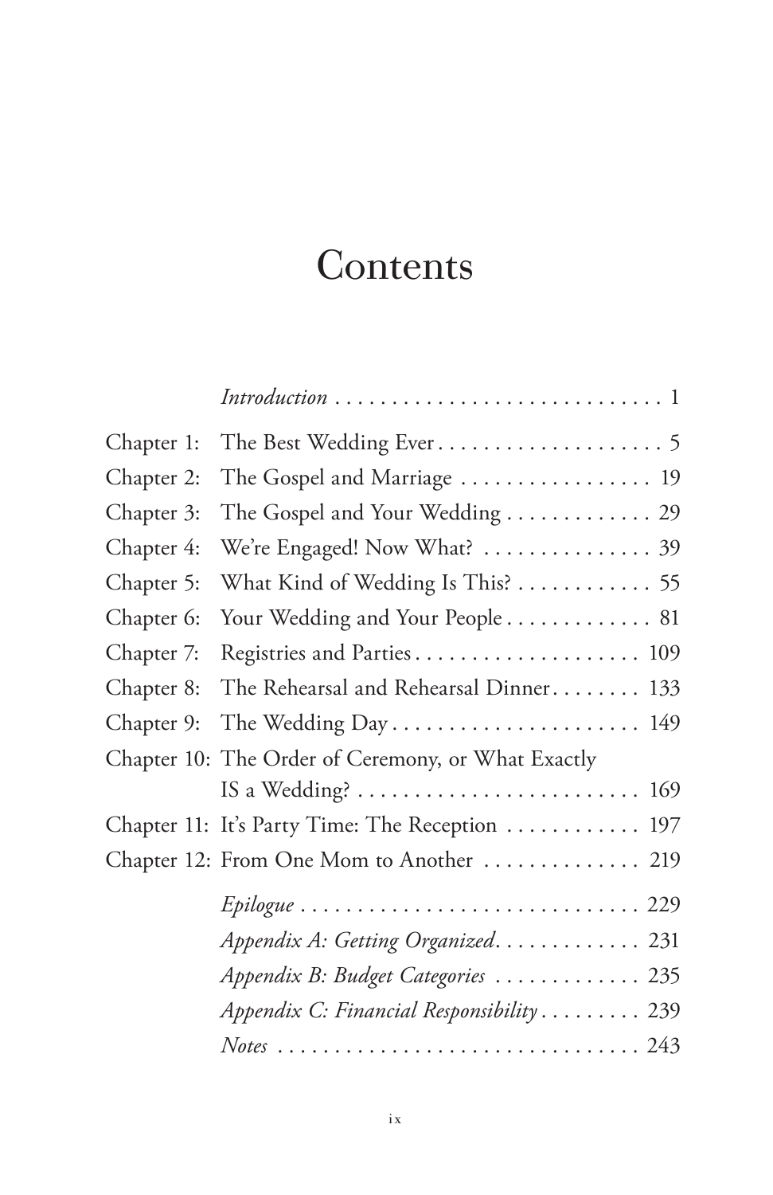# Contents

*Introduction* . . . . . . . . . . . . . . . . . . . . . . . . . . . . . 1

Chapter 1: The Best Wedding Ever . . . . . . . . . . . . . . . . . . . . 5

Chapter 2: The Gospel and Marriage . . . . . . . . . . . . . . . . . 19

Chapter 3: The Gospel and Your Wedding . . . . . . . . . . . . . 29

Chapter 4: We're Engaged! Now What? . . . . . . . . . . . . . . . 39

Chapter 5: What Kind of Wedding Is This? . . . . . . . . . . . . 55

Chapter 6: Your Wedding and Your People . . . . . . . . . . . . . 81

Chapter 7: Registries and Parties . . . . . . . . . . . . . . . . . . . . 109

Chapter 8: The Rehearsal and Rehearsal Dinner . . . . . . . . 133

Chapter 9: The Wedding Day . . . . . . . . . . . . . . . . . . . . . . 149

Chapter 10: The Order of Ceremony, or What Exactly IS a Wedding? . . . . . . . . . . . . . . . . . . . . . . . . . 169

Chapter 11: It's Party Time: The Reception . . . . . . . . . . . . 197

Chapter 12: From One Mom to Another . . . . . . . . . . . . . . 219

*Epilogue* . . . . . . . . . . . . . . . . . . . . . . . . . . . . . 229

*Appendix A: Getting Organized* . . . . . . . . . . . . . 231

*Appendix B: Budget Categories* . . . . . . . . . . . . . 235

*Appendix C: Financial Responsibility* . . . . . . . . . 239

*Notes* . . . . . . . . . . . . . . . . . . . . . . . . . . . . . . . . 243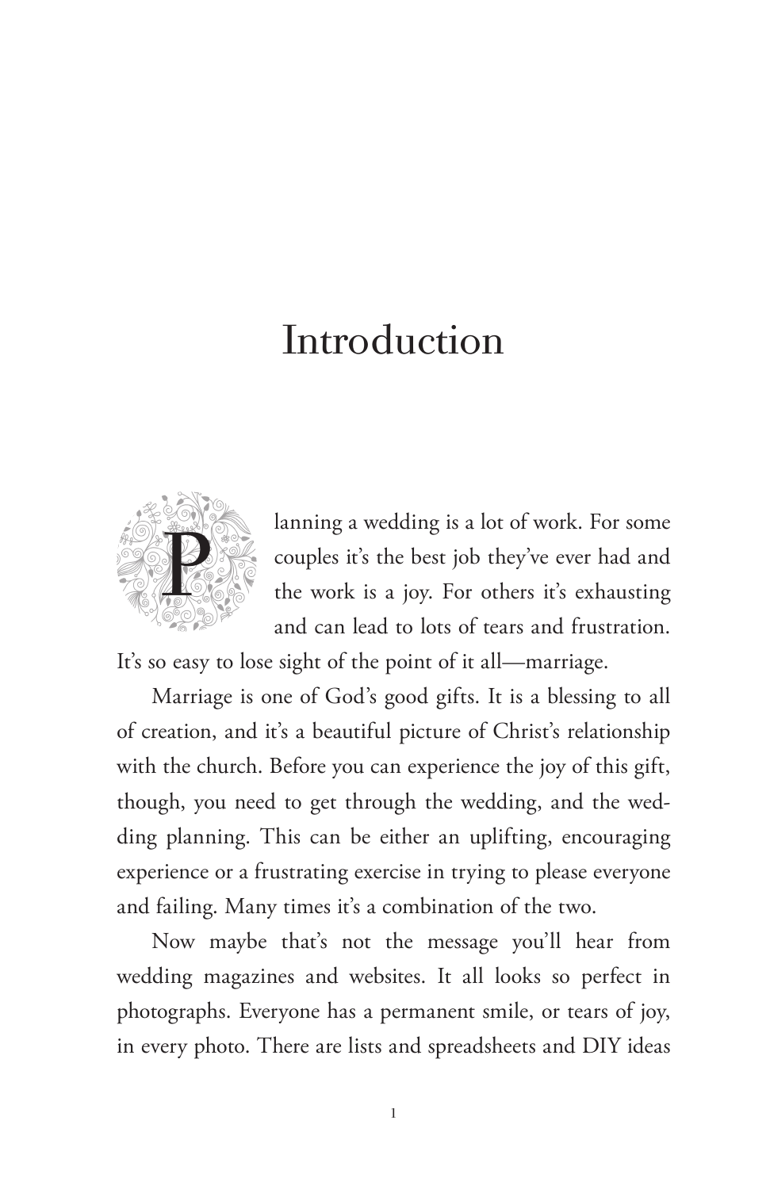# Introduction

Planning a wedding is a lot of work. For some couples it's the best job they've ever had and the work is a joy. For others it's exhausting and can lead to lots of tears and frustration. It's so easy to lose sight of the point of it all—marriage.

Marriage is one of God's good gifts. It is a blessing to all of creation, and it's a beautiful picture of Christ's relationship with the church. Before you can experience the joy of this gift, though, you need to get through the wedding, and the wedding planning. This can be either an uplifting, encouraging experience or a frustrating exercise in trying to please everyone and failing. Many times it's a combination of the two.

Now maybe that's not the message you'll hear from wedding magazines and websites. It all looks so perfect in photographs. Everyone has a permanent smile, or tears of joy, in every photo. There are lists and spreadsheets and DIY ideas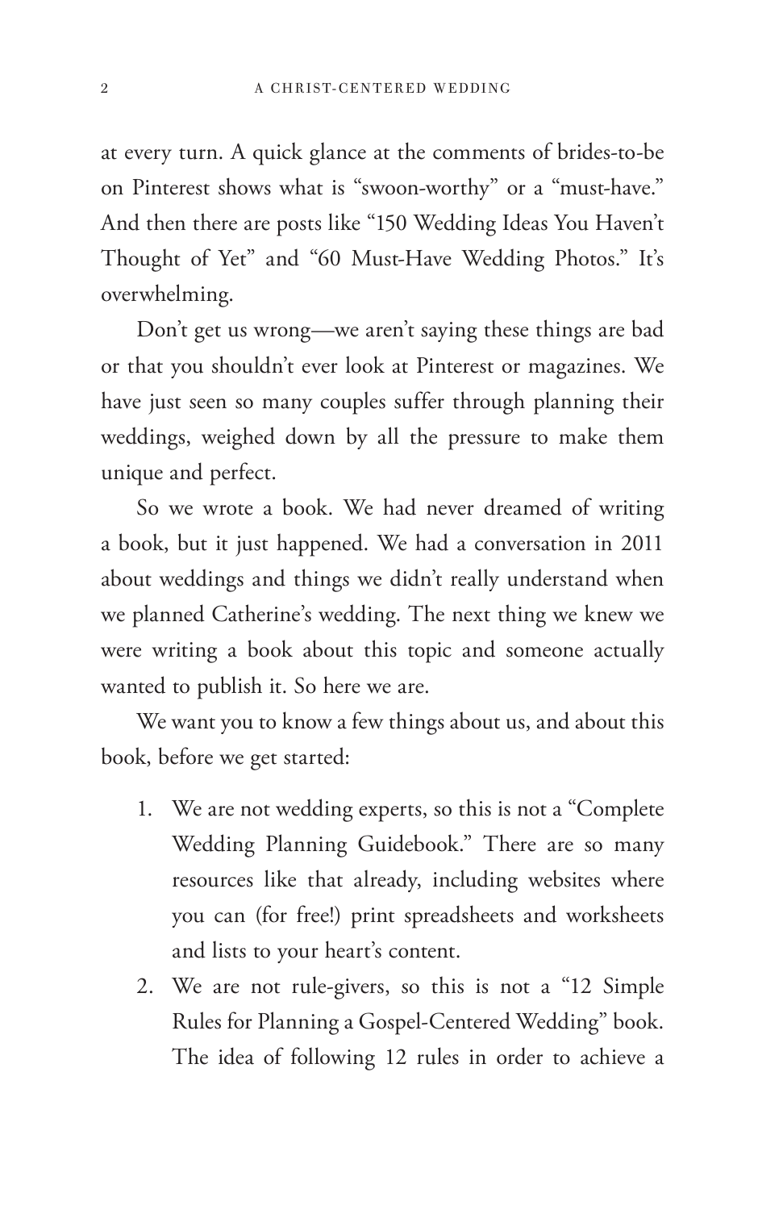at every turn. A quick glance at the comments of brides-to-be on Pinterest shows what is "swoon-worthy" or a "must-have." And then there are posts like "150 Wedding Ideas You Haven't Thought of Yet" and "60 Must-Have Wedding Photos." It's overwhelming.

Don't get us wrong—we aren't saying these things are bad or that you shouldn't ever look at Pinterest or magazines. We have just seen so many couples suffer through planning their weddings, weighed down by all the pressure to make them unique and perfect.

So we wrote a book. We had never dreamed of writing a book, but it just happened. We had a conversation in 2011 about weddings and things we didn't really understand when we planned Catherine's wedding. The next thing we knew we were writing a book about this topic and someone actually wanted to publish it. So here we are.

We want you to know a few things about us, and about this book, before we get started:

1. We are not wedding experts, so this is not a "Complete Wedding Planning Guidebook." There are so many resources like that already, including websites where you can (for free!) print spreadsheets and worksheets and lists to your heart's content.
2. We are not rule-givers, so this is not a "12 Simple Rules for Planning a Gospel-Centered Wedding" book. The idea of following 12 rules in order to achieve a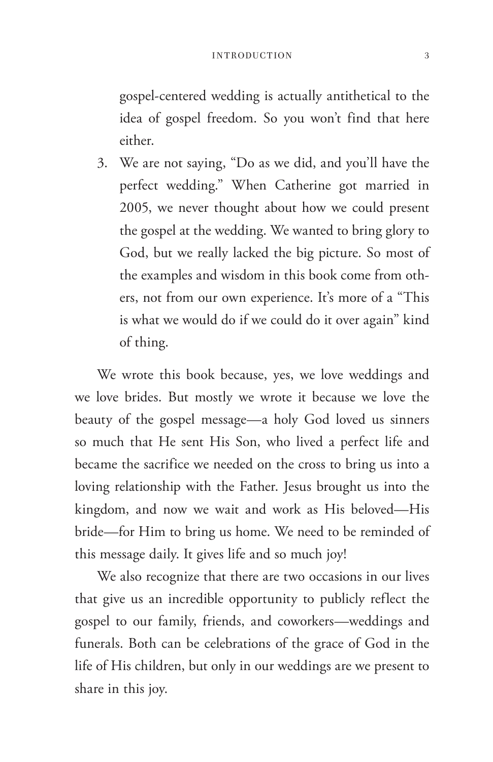gospel-centered wedding is actually antithetical to the idea of gospel freedom. So you won't find that here either.

3. We are not saying, "Do as we did, and you'll have the perfect wedding." When Catherine got married in 2005, we never thought about how we could present the gospel at the wedding. We wanted to bring glory to God, but we really lacked the big picture. So most of the examples and wisdom in this book come from others, not from our own experience. It's more of a "This is what we would do if we could do it over again" kind of thing.

We wrote this book because, yes, we love weddings and we love brides. But mostly we wrote it because we love the beauty of the gospel message—a holy God loved us sinners so much that He sent His Son, who lived a perfect life and became the sacrifice we needed on the cross to bring us into a loving relationship with the Father. Jesus brought us into the kingdom, and now we wait and work as His beloved—His bride—for Him to bring us home. We need to be reminded of this message daily. It gives life and so much joy!

We also recognize that there are two occasions in our lives that give us an incredible opportunity to publicly reflect the gospel to our family, friends, and coworkers—weddings and funerals. Both can be celebrations of the grace of God in the life of His children, but only in our weddings are we present to share in this joy.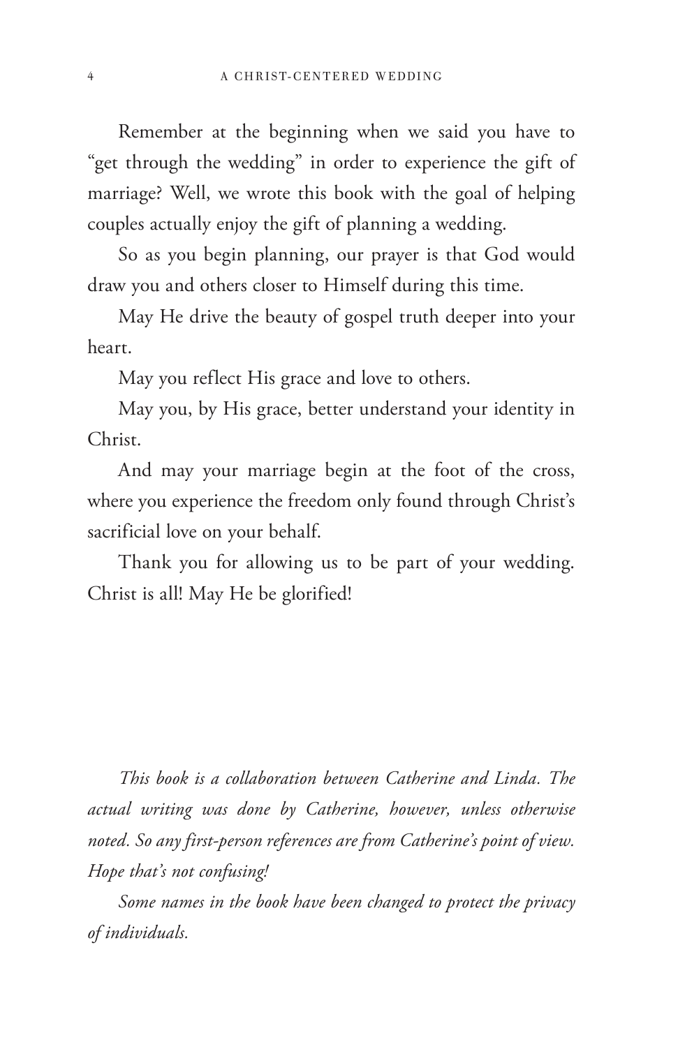Remember at the beginning when we said you have to "get through the wedding" in order to experience the gift of marriage? Well, we wrote this book with the goal of helping couples actually enjoy the gift of planning a wedding.

So as you begin planning, our prayer is that God would draw you and others closer to Himself during this time.

May He drive the beauty of gospel truth deeper into your heart.

May you reflect His grace and love to others.

May you, by His grace, better understand your identity in Christ.

And may your marriage begin at the foot of the cross, where you experience the freedom only found through Christ's sacrificial love on your behalf.

Thank you for allowing us to be part of your wedding. Christ is all! May He be glorified!

*This book is a collaboration between Catherine and Linda. The actual writing was done by Catherine, however, unless otherwise noted. So any first-person references are from Catherine's point of view. Hope that's not confusing!*

*Some names in the book have been changed to protect the privacy of individuals.*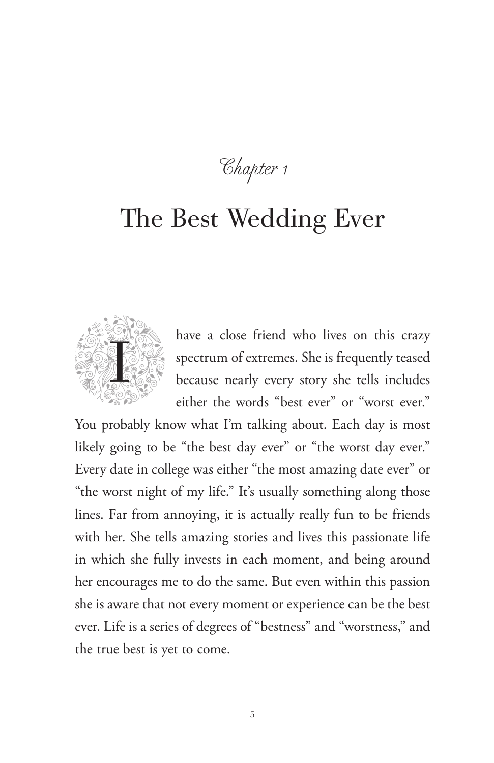*Chapter 1*

# The Best Wedding Ever

I have a close friend who lives on this crazy spectrum of extremes. She is frequently teased because nearly every story she tells includes either the words "best ever" or "worst ever." You probably know what I'm talking about. Each day is most likely going to be "the best day ever" or "the worst day ever." Every date in college was either "the most amazing date ever" or "the worst night of my life." It's usually something along those lines. Far from annoying, it is actually really fun to be friends with her. She tells amazing stories and lives this passionate life in which she fully invests in each moment, and being around her encourages me to do the same. But even within this passion she is aware that not every moment or experience can be the best ever. Life is a series of degrees of "bestness" and "worstness," and the true best is yet to come.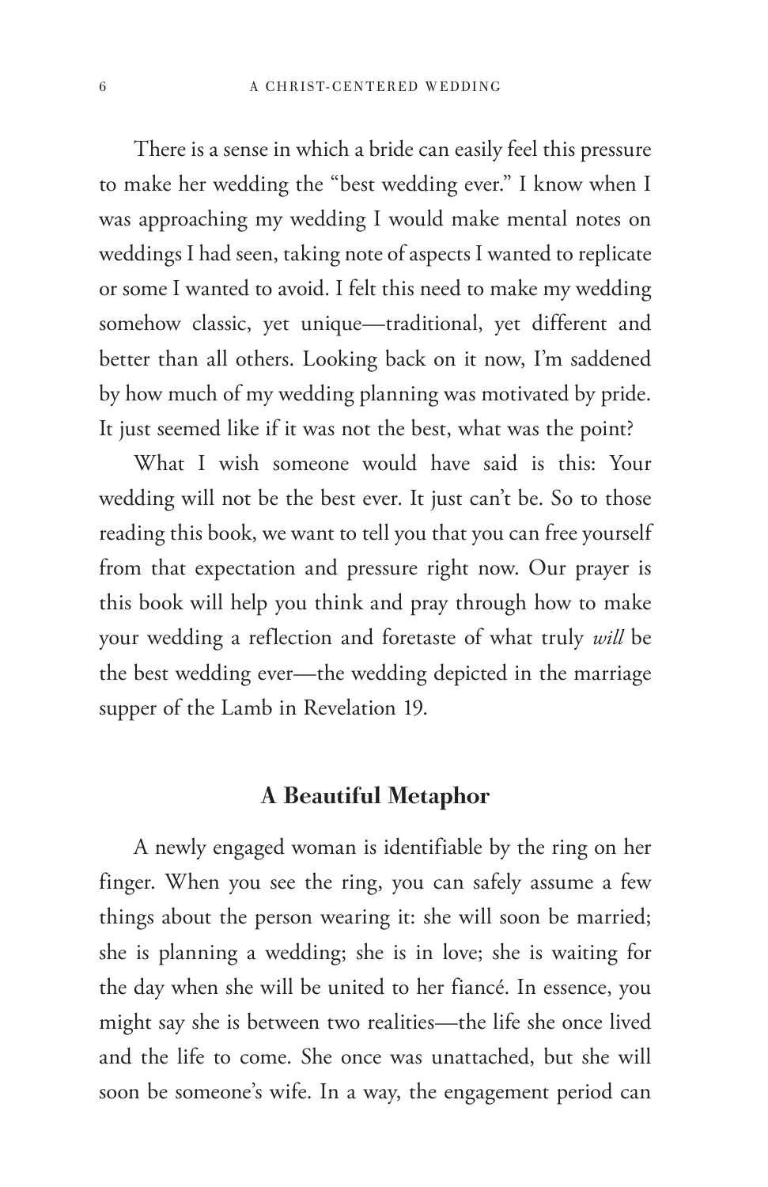There is a sense in which a bride can easily feel this pressure to make her wedding the "best wedding ever." I know when I was approaching my wedding I would make mental notes on weddings I had seen, taking note of aspects I wanted to replicate or some I wanted to avoid. I felt this need to make my wedding somehow classic, yet unique—traditional, yet different and better than all others. Looking back on it now, I'm saddened by how much of my wedding planning was motivated by pride. It just seemed like if it was not the best, what was the point?

What I wish someone would have said is this: Your wedding will not be the best ever. It just can't be. So to those reading this book, we want to tell you that you can free yourself from that expectation and pressure right now. Our prayer is this book will help you think and pray through how to make your wedding a reflection and foretaste of what truly *will* be the best wedding ever—the wedding depicted in the marriage supper of the Lamb in Revelation 19.

## A Beautiful Metaphor

A newly engaged woman is identifiable by the ring on her finger. When you see the ring, you can safely assume a few things about the person wearing it: she will soon be married; she is planning a wedding; she is in love; she is waiting for the day when she will be united to her fiancé. In essence, you might say she is between two realities—the life she once lived and the life to come. She once was unattached, but she will soon be someone's wife. In a way, the engagement period can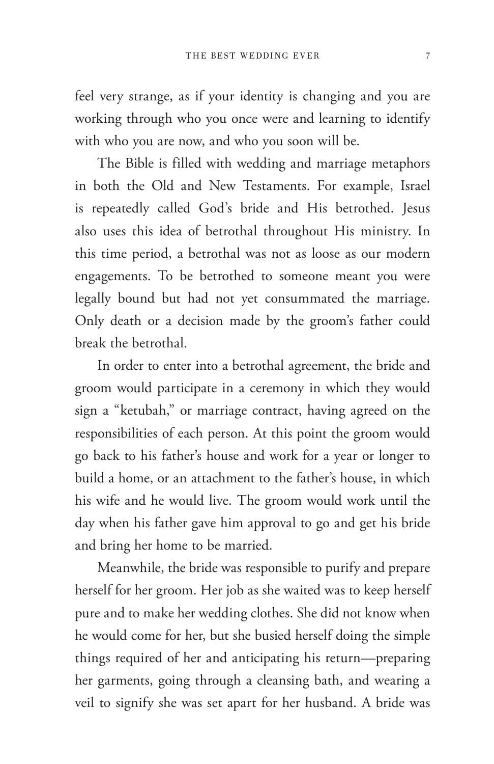feel very strange, as if your identity is changing and you are working through who you once were and learning to identify with who you are now, and who you soon will be.

The Bible is filled with wedding and marriage metaphors in both the Old and New Testaments. For example, Israel is repeatedly called God's bride and His betrothed. Jesus also uses this idea of betrothal throughout His ministry. In this time period, a betrothal was not as loose as our modern engagements. To be betrothed to someone meant you were legally bound but had not yet consummated the marriage. Only death or a decision made by the groom's father could break the betrothal.

In order to enter into a betrothal agreement, the bride and groom would participate in a ceremony in which they would sign a "ketubah," or marriage contract, having agreed on the responsibilities of each person. At this point the groom would go back to his father's house and work for a year or longer to build a home, or an attachment to the father's house, in which his wife and he would live. The groom would work until the day when his father gave him approval to go and get his bride and bring her home to be married.

Meanwhile, the bride was responsible to purify and prepare herself for her groom. Her job as she waited was to keep herself pure and to make her wedding clothes. She did not know when he would come for her, but she busied herself doing the simple things required of her and anticipating his return—preparing her garments, going through a cleansing bath, and wearing a veil to signify she was set apart for her husband. A bride was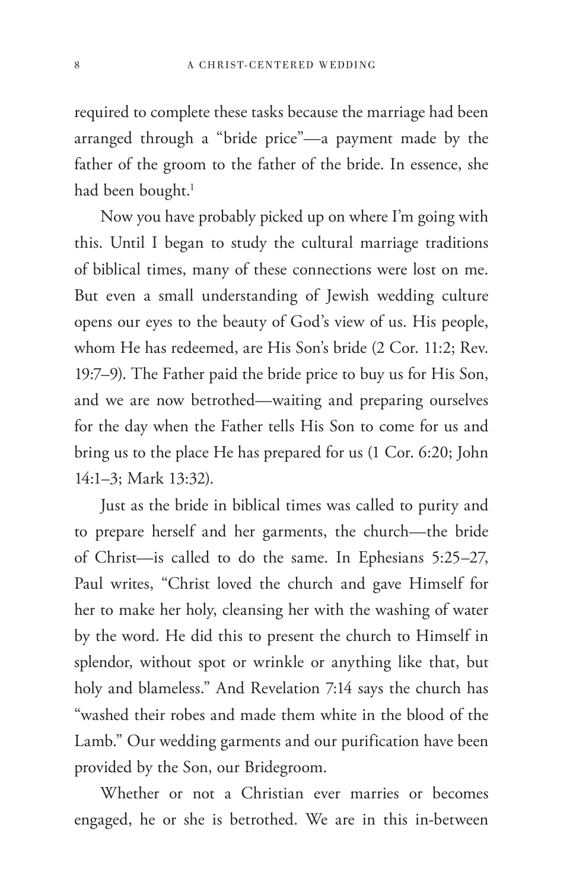required to complete these tasks because the marriage had been arranged through a "bride price"—a payment made by the father of the groom to the father of the bride. In essence, she had been bought.[1]

Now you have probably picked up on where I'm going with this. Until I began to study the cultural marriage traditions of biblical times, many of these connections were lost on me. But even a small understanding of Jewish wedding culture opens our eyes to the beauty of God's view of us. His people, whom He has redeemed, are His Son's bride (2 Cor. 11:2; Rev. 19:7–9). The Father paid the bride price to buy us for His Son, and we are now betrothed—waiting and preparing ourselves for the day when the Father tells His Son to come for us and bring us to the place He has prepared for us (1 Cor. 6:20; John 14:1–3; Mark 13:32).

Just as the bride in biblical times was called to purity and to prepare herself and her garments, the church—the bride of Christ—is called to do the same. In Ephesians 5:25–27, Paul writes, "Christ loved the church and gave Himself for her to make her holy, cleansing her with the washing of water by the word. He did this to present the church to Himself in splendor, without spot or wrinkle or anything like that, but holy and blameless." And Revelation 7:14 says the church has "washed their robes and made them white in the blood of the Lamb." Our wedding garments and our purification have been provided by the Son, our Bridegroom.

Whether or not a Christian ever marries or becomes engaged, he or she is betrothed. We are in this in-between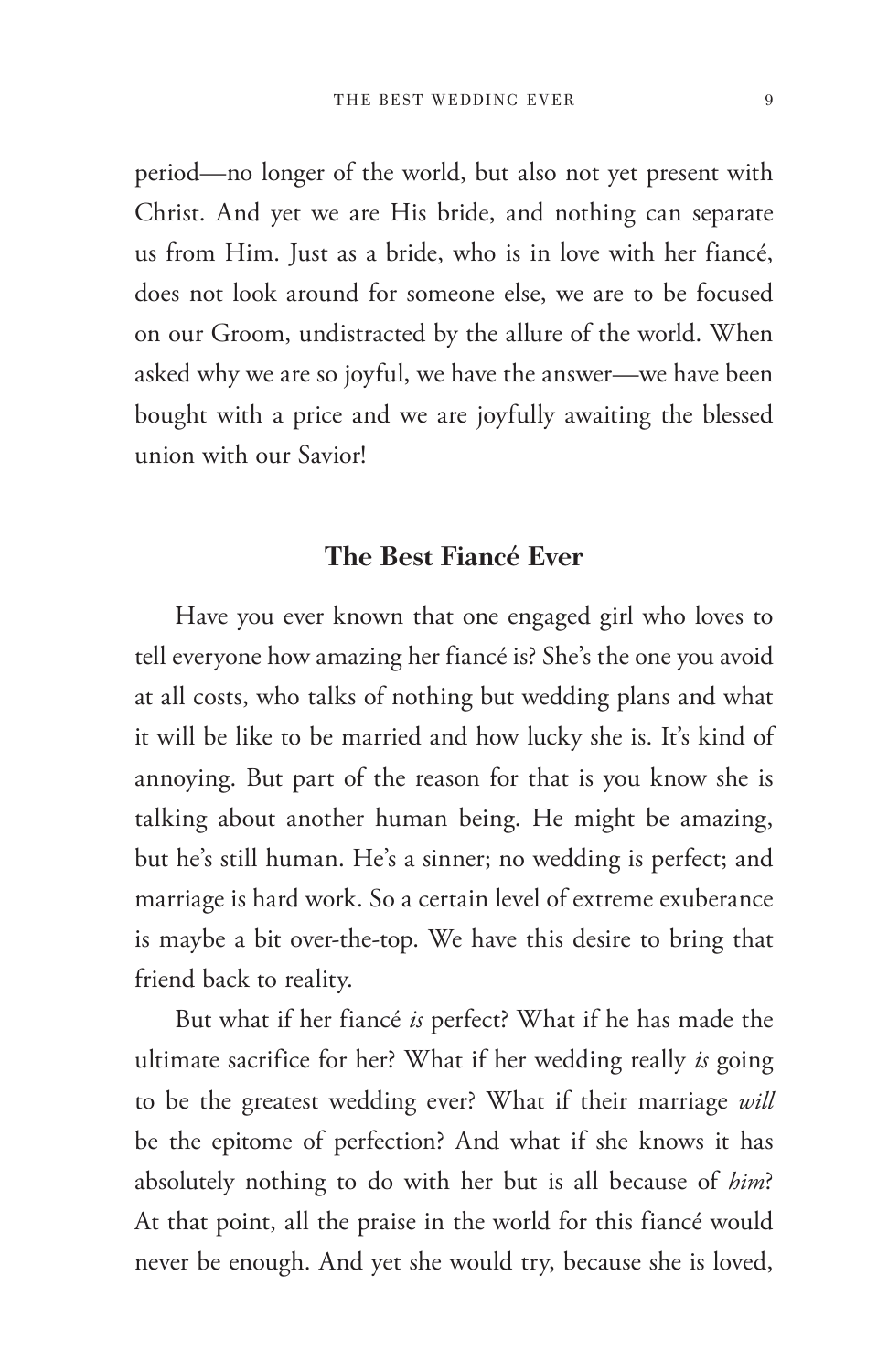period—no longer of the world, but also not yet present with Christ. And yet we are His bride, and nothing can separate us from Him. Just as a bride, who is in love with her fiancé, does not look around for someone else, we are to be focused on our Groom, undistracted by the allure of the world. When asked why we are so joyful, we have the answer—we have been bought with a price and we are joyfully awaiting the blessed union with our Savior!

## The Best Fiancé Ever

Have you ever known that one engaged girl who loves to tell everyone how amazing her fiancé is? She's the one you avoid at all costs, who talks of nothing but wedding plans and what it will be like to be married and how lucky she is. It's kind of annoying. But part of the reason for that is you know she is talking about another human being. He might be amazing, but he's still human. He's a sinner; no wedding is perfect; and marriage is hard work. So a certain level of extreme exuberance is maybe a bit over-the-top. We have this desire to bring that friend back to reality.

But what if her fiancé *is* perfect? What if he has made the ultimate sacrifice for her? What if her wedding really *is* going to be the greatest wedding ever? What if their marriage *will* be the epitome of perfection? And what if she knows it has absolutely nothing to do with her but is all because of *him*? At that point, all the praise in the world for this fiancé would never be enough. And yet she would try, because she is loved,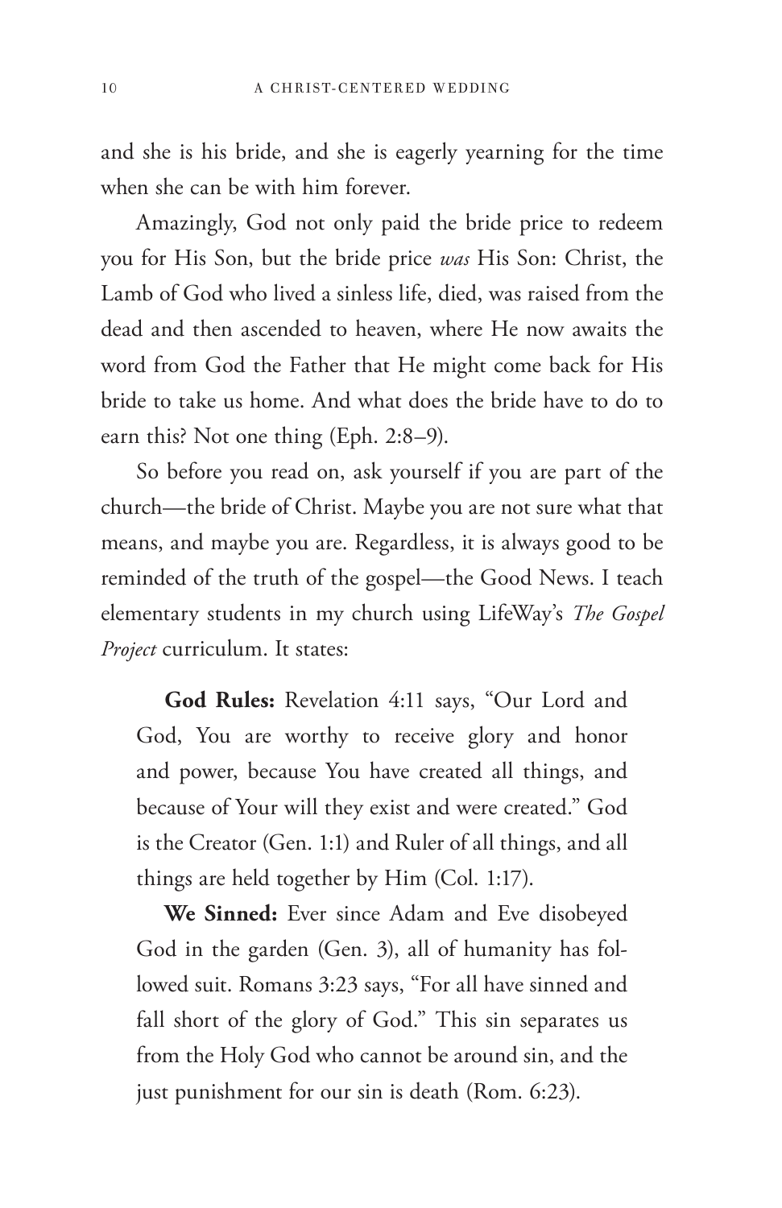and she is his bride, and she is eagerly yearning for the time when she can be with him forever.

Amazingly, God not only paid the bride price to redeem you for His Son, but the bride price *was* His Son: Christ, the Lamb of God who lived a sinless life, died, was raised from the dead and then ascended to heaven, where He now awaits the word from God the Father that He might come back for His bride to take us home. And what does the bride have to do to earn this? Not one thing (Eph. 2:8–9).

So before you read on, ask yourself if you are part of the church—the bride of Christ. Maybe you are not sure what that means, and maybe you are. Regardless, it is always good to be reminded of the truth of the gospel—the Good News. I teach elementary students in my church using LifeWay's *The Gospel Project* curriculum. It states:

> **God Rules:** Revelation 4:11 says, "Our Lord and God, You are worthy to receive glory and honor and power, because You have created all things, and because of Your will they exist and were created." God is the Creator (Gen. 1:1) and Ruler of all things, and all things are held together by Him (Col. 1:17).
>
> **We Sinned:** Ever since Adam and Eve disobeyed God in the garden (Gen. 3), all of humanity has followed suit. Romans 3:23 says, "For all have sinned and fall short of the glory of God." This sin separates us from the Holy God who cannot be around sin, and the just punishment for our sin is death (Rom. 6:23).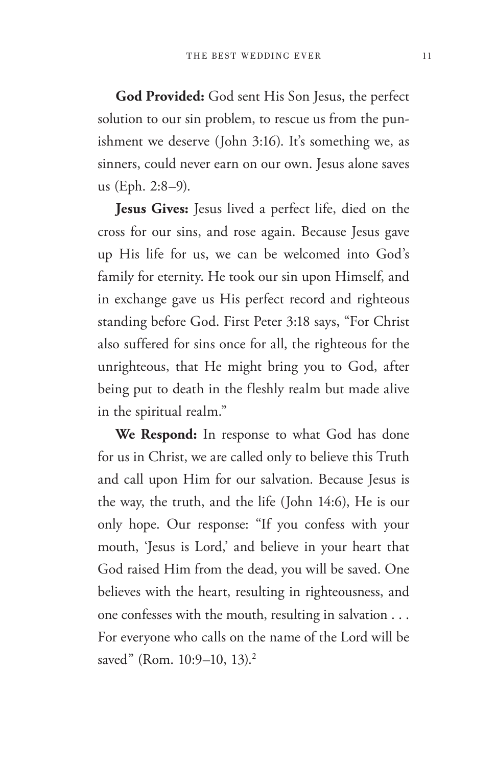**God Provided:** God sent His Son Jesus, the perfect solution to our sin problem, to rescue us from the punishment we deserve (John 3:16). It's something we, as sinners, could never earn on our own. Jesus alone saves us (Eph. 2:8–9).

**Jesus Gives:** Jesus lived a perfect life, died on the cross for our sins, and rose again. Because Jesus gave up His life for us, we can be welcomed into God's family for eternity. He took our sin upon Himself, and in exchange gave us His perfect record and righteous standing before God. First Peter 3:18 says, "For Christ also suffered for sins once for all, the righteous for the unrighteous, that He might bring you to God, after being put to death in the fleshly realm but made alive in the spiritual realm."

**We Respond:** In response to what God has done for us in Christ, we are called only to believe this Truth and call upon Him for our salvation. Because Jesus is the way, the truth, and the life (John 14:6), He is our only hope. Our response: "If you confess with your mouth, 'Jesus is Lord,' and believe in your heart that God raised Him from the dead, you will be saved. One believes with the heart, resulting in righteousness, and one confesses with the mouth, resulting in salvation . . . For everyone who calls on the name of the Lord will be saved" (Rom. 10:9–10, 13).[2]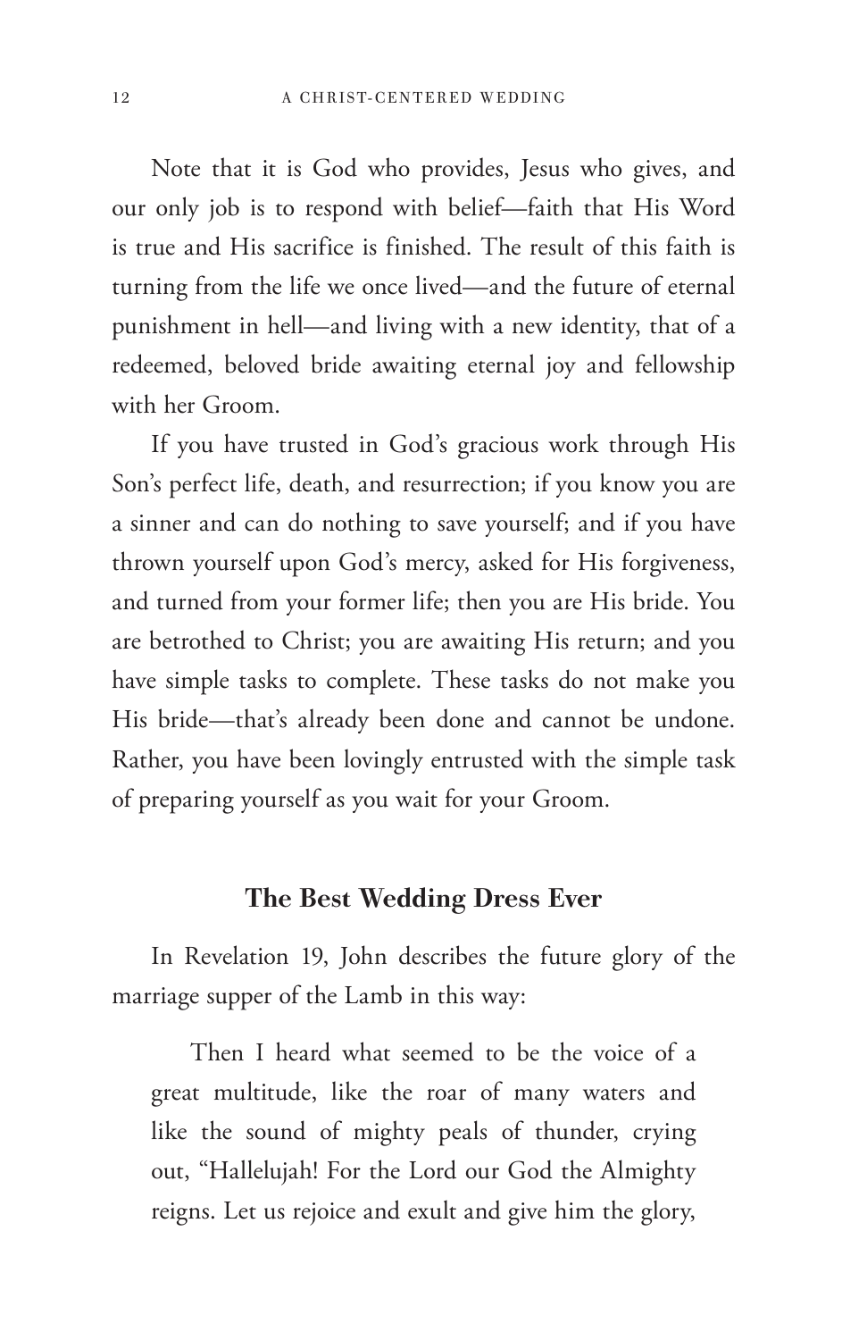Note that it is God who provides, Jesus who gives, and our only job is to respond with belief—faith that His Word is true and His sacrifice is finished. The result of this faith is turning from the life we once lived—and the future of eternal punishment in hell—and living with a new identity, that of a redeemed, beloved bride awaiting eternal joy and fellowship with her Groom.

If you have trusted in God's gracious work through His Son's perfect life, death, and resurrection; if you know you are a sinner and can do nothing to save yourself; and if you have thrown yourself upon God's mercy, asked for His forgiveness, and turned from your former life; then you are His bride. You are betrothed to Christ; you are awaiting His return; and you have simple tasks to complete. These tasks do not make you His bride—that's already been done and cannot be undone. Rather, you have been lovingly entrusted with the simple task of preparing yourself as you wait for your Groom.

## The Best Wedding Dress Ever

In Revelation 19, John describes the future glory of the marriage supper of the Lamb in this way:

> Then I heard what seemed to be the voice of a great multitude, like the roar of many waters and like the sound of mighty peals of thunder, crying out, "Hallelujah! For the Lord our God the Almighty reigns. Let us rejoice and exult and give him the glory,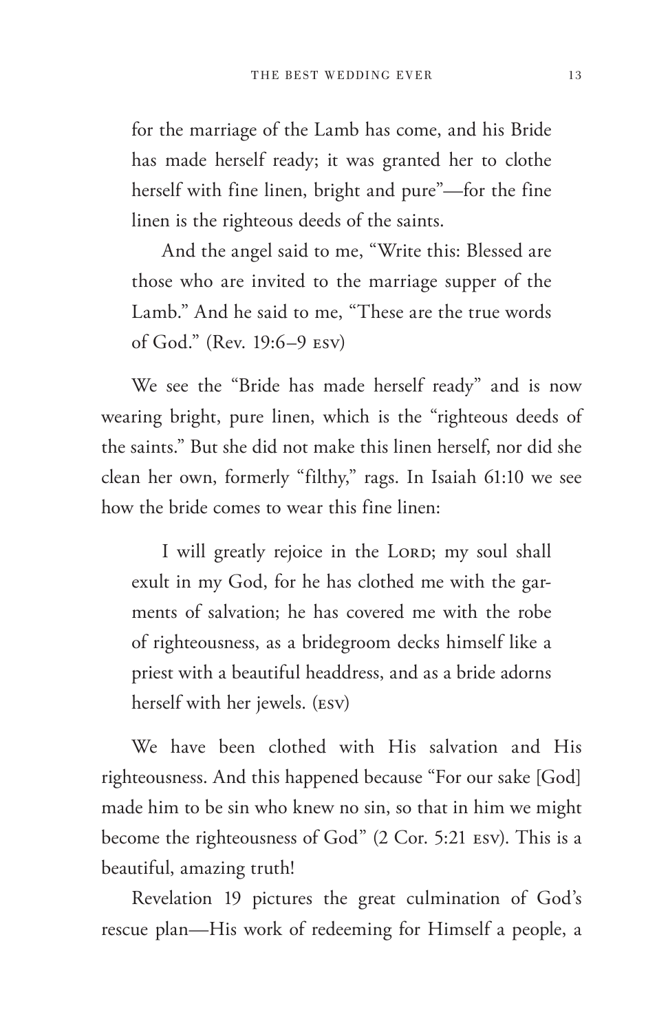> for the marriage of the Lamb has come, and his Bride has made herself ready; it was granted her to clothe herself with fine linen, bright and pure"—for the fine linen is the righteous deeds of the saints.
>
> And the angel said to me, "Write this: Blessed are those who are invited to the marriage supper of the Lamb." And he said to me, "These are the true words of God." (Rev. 19:6–9 ESV)

We see the "Bride has made herself ready" and is now wearing bright, pure linen, which is the "righteous deeds of the saints." But she did not make this linen herself, nor did she clean her own, formerly "filthy," rags. In Isaiah 61:10 we see how the bride comes to wear this fine linen:

> I will greatly rejoice in the LORD; my soul shall exult in my God, for he has clothed me with the garments of salvation; he has covered me with the robe of righteousness, as a bridegroom decks himself like a priest with a beautiful headdress, and as a bride adorns herself with her jewels. (ESV)

We have been clothed with His salvation and His righteousness. And this happened because "For our sake [God] made him to be sin who knew no sin, so that in him we might become the righteousness of God" (2 Cor. 5:21 ESV). This is a beautiful, amazing truth!

Revelation 19 pictures the great culmination of God's rescue plan—His work of redeeming for Himself a people, a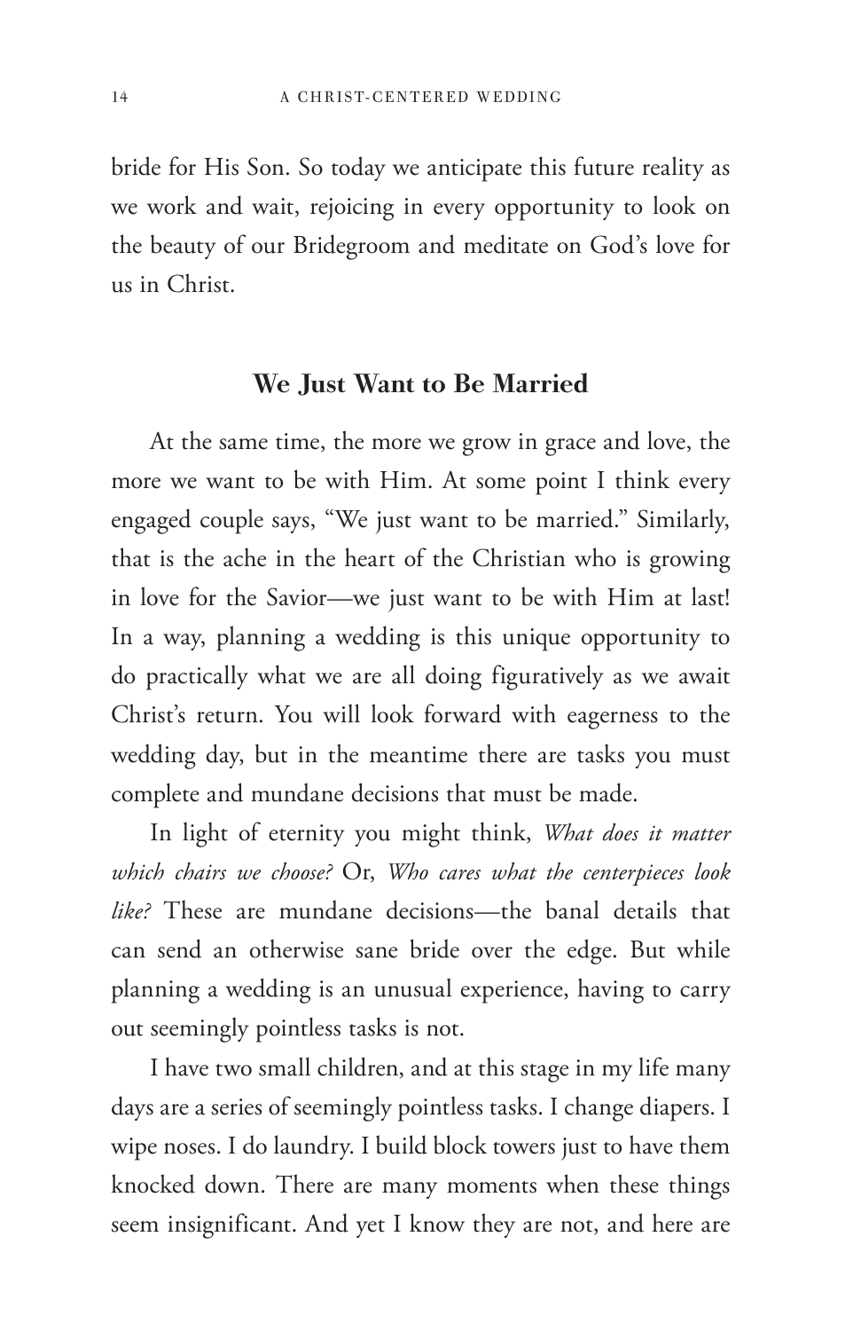bride for His Son. So today we anticipate this future reality as we work and wait, rejoicing in every opportunity to look on the beauty of our Bridegroom and meditate on God's love for us in Christ.

## We Just Want to Be Married

At the same time, the more we grow in grace and love, the more we want to be with Him. At some point I think every engaged couple says, "We just want to be married." Similarly, that is the ache in the heart of the Christian who is growing in love for the Savior—we just want to be with Him at last! In a way, planning a wedding is this unique opportunity to do practically what we are all doing figuratively as we await Christ's return. You will look forward with eagerness to the wedding day, but in the meantime there are tasks you must complete and mundane decisions that must be made.

In light of eternity you might think, *What does it matter which chairs we choose?* Or, *Who cares what the centerpieces look like?* These are mundane decisions—the banal details that can send an otherwise sane bride over the edge. But while planning a wedding is an unusual experience, having to carry out seemingly pointless tasks is not.

I have two small children, and at this stage in my life many days are a series of seemingly pointless tasks. I change diapers. I wipe noses. I do laundry. I build block towers just to have them knocked down. There are many moments when these things seem insignificant. And yet I know they are not, and here are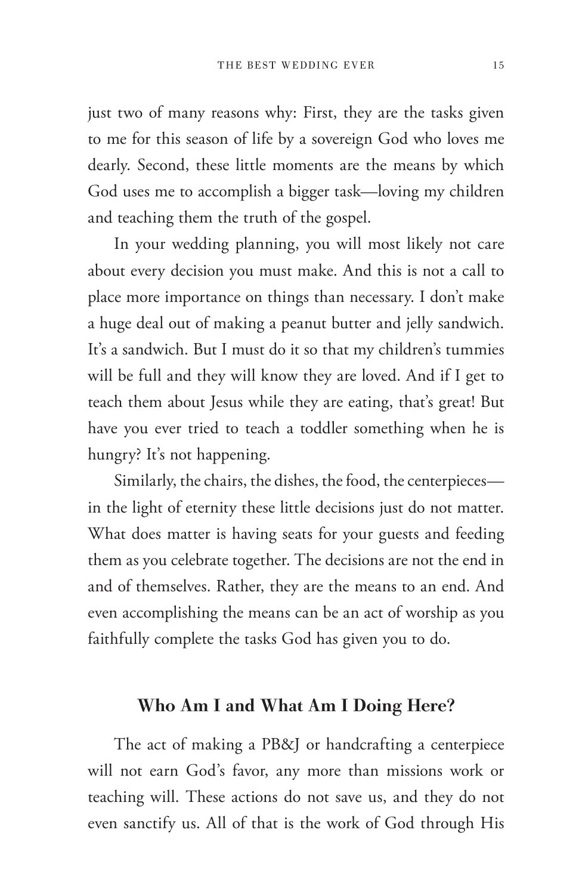just two of many reasons why: First, they are the tasks given to me for this season of life by a sovereign God who loves me dearly. Second, these little moments are the means by which God uses me to accomplish a bigger task—loving my children and teaching them the truth of the gospel.

In your wedding planning, you will most likely not care about every decision you must make. And this is not a call to place more importance on things than necessary. I don't make a huge deal out of making a peanut butter and jelly sandwich. It's a sandwich. But I must do it so that my children's tummies will be full and they will know they are loved. And if I get to teach them about Jesus while they are eating, that's great! But have you ever tried to teach a toddler something when he is hungry? It's not happening.

Similarly, the chairs, the dishes, the food, the centerpieces—in the light of eternity these little decisions just do not matter. What does matter is having seats for your guests and feeding them as you celebrate together. The decisions are not the end in and of themselves. Rather, they are the means to an end. And even accomplishing the means can be an act of worship as you faithfully complete the tasks God has given you to do.

## Who Am I and What Am I Doing Here?

The act of making a PB&J or handcrafting a centerpiece will not earn God's favor, any more than missions work or teaching will. These actions do not save us, and they do not even sanctify us. All of that is the work of God through His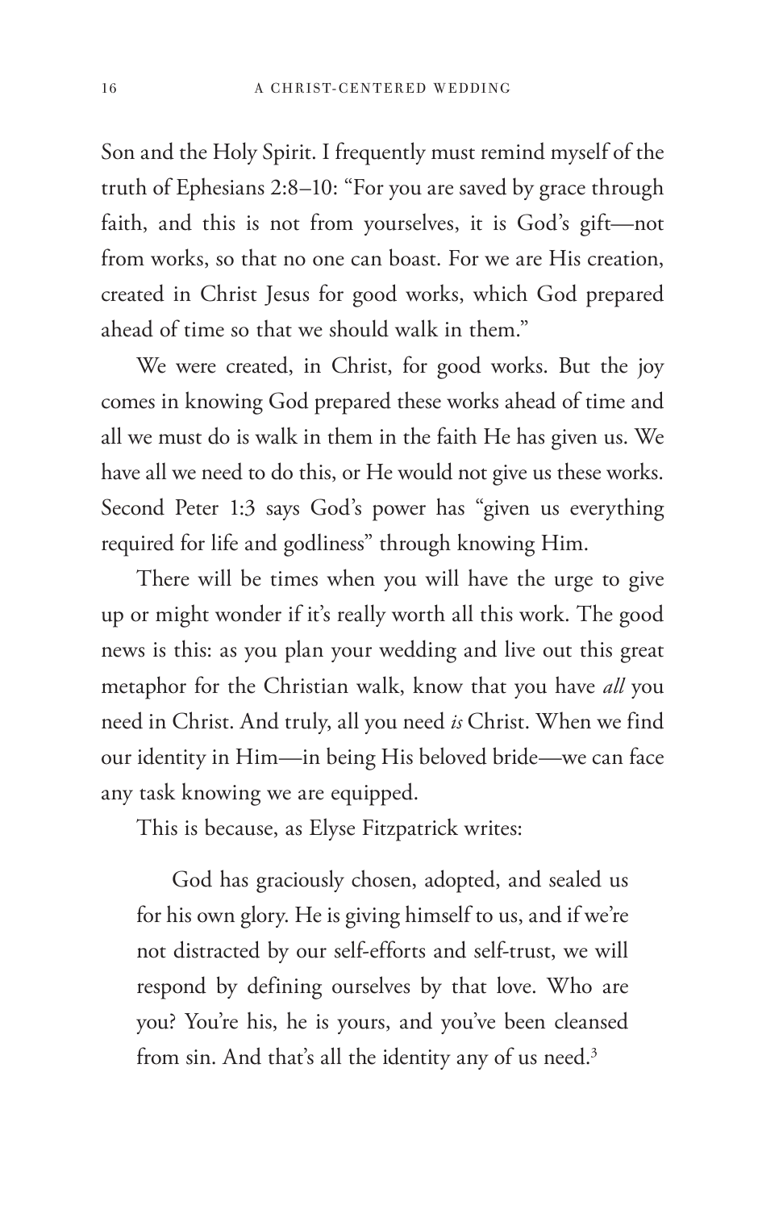Son and the Holy Spirit. I frequently must remind myself of the truth of Ephesians 2:8–10: "For you are saved by grace through faith, and this is not from yourselves, it is God's gift—not from works, so that no one can boast. For we are His creation, created in Christ Jesus for good works, which God prepared ahead of time so that we should walk in them."

We were created, in Christ, for good works. But the joy comes in knowing God prepared these works ahead of time and all we must do is walk in them in the faith He has given us. We have all we need to do this, or He would not give us these works. Second Peter 1:3 says God's power has "given us everything required for life and godliness" through knowing Him.

There will be times when you will have the urge to give up or might wonder if it's really worth all this work. The good news is this: as you plan your wedding and live out this great metaphor for the Christian walk, know that you have *all* you need in Christ. And truly, all you need *is* Christ. When we find our identity in Him—in being His beloved bride—we can face any task knowing we are equipped.

This is because, as Elyse Fitzpatrick writes:

> God has graciously chosen, adopted, and sealed us for his own glory. He is giving himself to us, and if we're not distracted by our self-efforts and self-trust, we will respond by defining ourselves by that love. Who are you? You're his, he is yours, and you've been cleansed from sin. And that's all the identity any of us need.[3]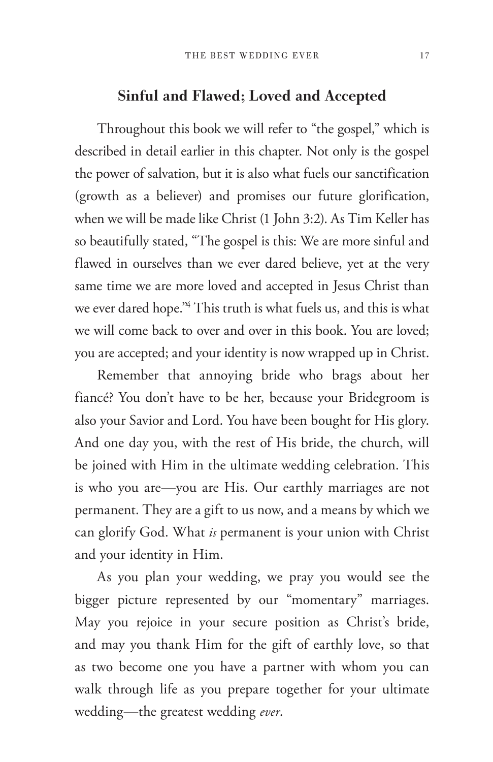## Sinful and Flawed; Loved and Accepted

Throughout this book we will refer to "the gospel," which is described in detail earlier in this chapter. Not only is the gospel the power of salvation, but it is also what fuels our sanctification (growth as a believer) and promises our future glorification, when we will be made like Christ (1 John 3:2). As Tim Keller has so beautifully stated, "The gospel is this: We are more sinful and flawed in ourselves than we ever dared believe, yet at the very same time we are more loved and accepted in Jesus Christ than we ever dared hope."[4] This truth is what fuels us, and this is what we will come back to over and over in this book. You are loved; you are accepted; and your identity is now wrapped up in Christ.

Remember that annoying bride who brags about her fiancé? You don't have to be her, because your Bridegroom is also your Savior and Lord. You have been bought for His glory. And one day you, with the rest of His bride, the church, will be joined with Him in the ultimate wedding celebration. This is who you are—you are His. Our earthly marriages are not permanent. They are a gift to us now, and a means by which we can glorify God. What *is* permanent is your union with Christ and your identity in Him.

As you plan your wedding, we pray you would see the bigger picture represented by our "momentary" marriages. May you rejoice in your secure position as Christ's bride, and may you thank Him for the gift of earthly love, so that as two become one you have a partner with whom you can walk through life as you prepare together for your ultimate wedding—the greatest wedding *ever*.